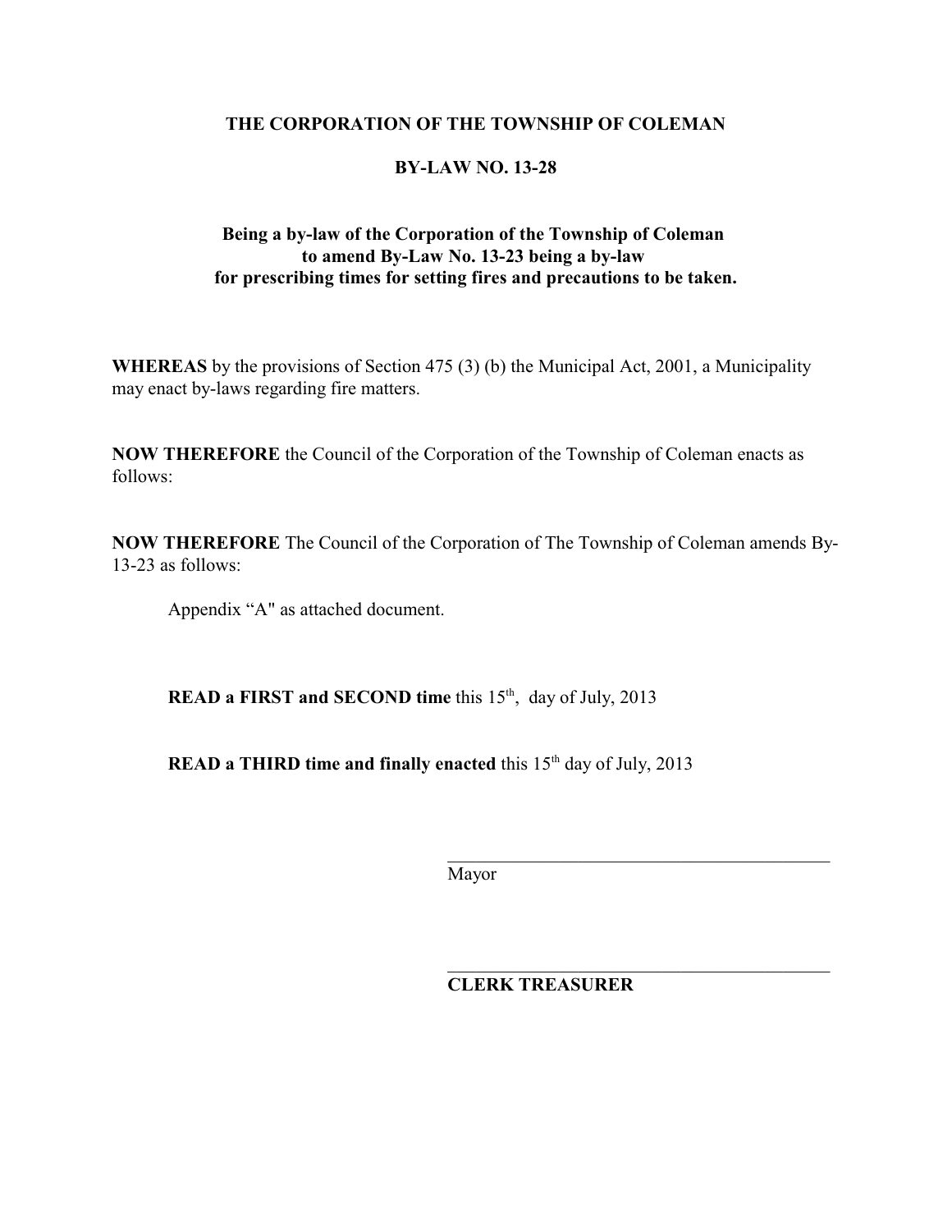**THE CORPORATION OF THE TOWNSHIP OF COLEMAN**

**BY-LAW NO. 13-28**

**Being a by-law of the Corporation of the Township of Coleman to amend By-Law No. 13-23 being a by-law for prescribing times for setting fires and precautions to be taken.**

**WHEREAS** by the provisions of Section 475 (3) (b) the Municipal Act, 2001, a Municipality may enact by-laws regarding fire matters.

**NOW THEREFORE** the Council of the Corporation of the Township of Coleman enacts as follows:

**NOW THEREFORE** The Council of the Corporation of The Township of Coleman amends By-13-23 as follows:

Appendix “A" as attached document.

**READ a FIRST and SECOND time** this 15th, day of July, 2013

**READ a THIRD time and finally enacted** this 15th day of July, 2013

\_\_\_\_\_\_\_\_\_\_\_\_\_\_\_\_\_\_\_\_\_\_\_\_\_\_\_\_\_\_\_\_\_\_\_\_\_\_\_\_\_\_

Mayor

\_\_\_\_\_\_\_\_\_\_\_\_\_\_\_\_\_\_\_\_\_\_\_\_\_\_\_\_\_\_\_\_\_\_\_\_\_\_\_\_\_\_

**CLERK TREASURER**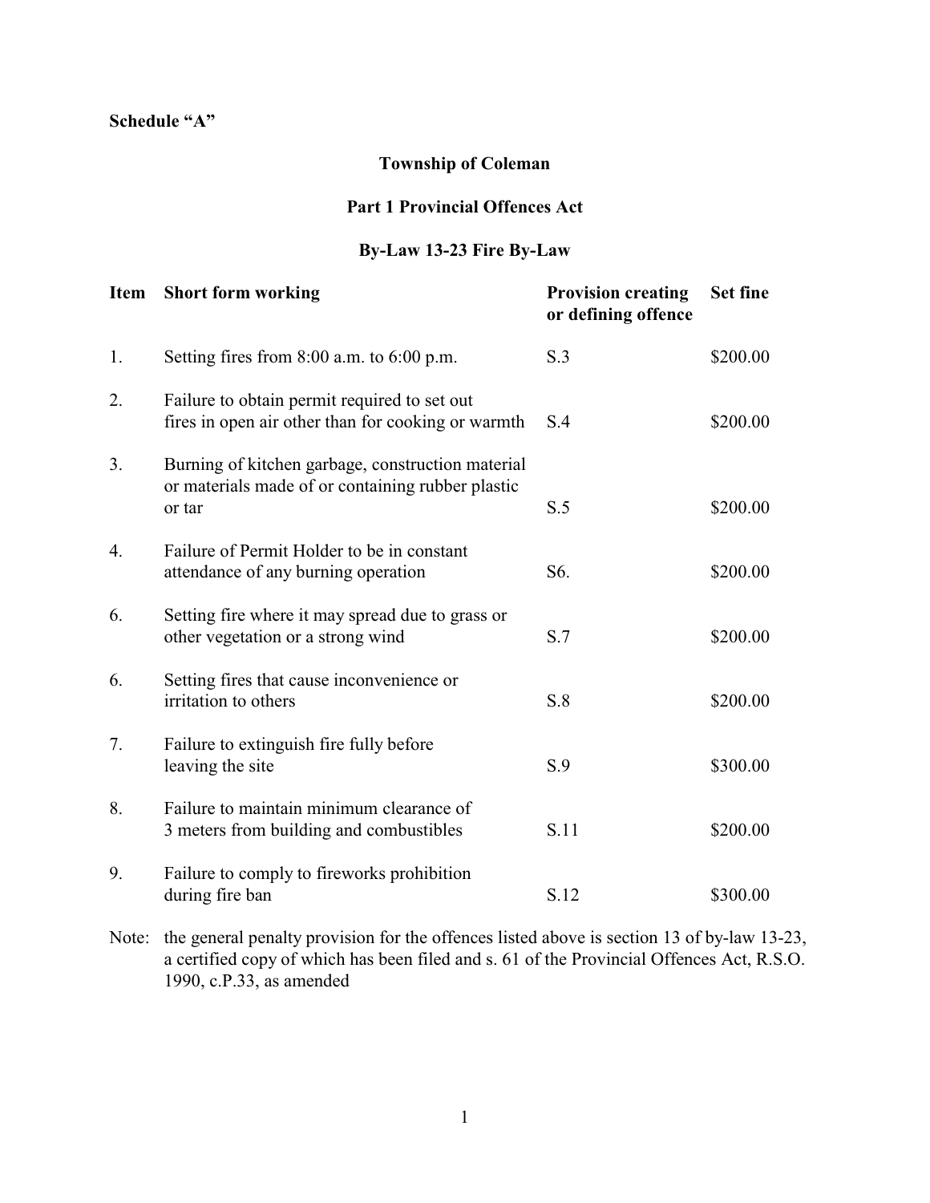**Schedule "A"**

**Township of Coleman**

**Part 1 Provincial Offences Act**

**By-Law 13-23 Fire By-Law**

| Item | Short form working | Provision creating or defining offence | Set fine |
|---|---|---|---|
| 1. | Setting fires from 8:00 a.m. to 6:00 p.m. | S.3 | $200.00 |
| 2. | Failure to obtain permit required to set out fires in open air other than for cooking or warmth | S.4 | $200.00 |
| 3. | Burning of kitchen garbage, construction material or materials made of or containing rubber plastic or tar | S.5 | $200.00 |
| 4. | Failure of Permit Holder to be in constant attendance of any burning operation | S6. | $200.00 |
| 6. | Setting fire where it may spread due to grass or other vegetation or a strong wind | S.7 | $200.00 |
| 6. | Setting fires that cause inconvenience or irritation to others | S.8 | $200.00 |
| 7. | Failure to extinguish fire fully before leaving the site | S.9 | $300.00 |
| 8. | Failure to maintain minimum clearance of 3 meters from building and combustibles | S.11 | $200.00 |
| 9. | Failure to comply to fireworks prohibition during fire ban | S.12 | $300.00 |

Note: the general penalty provision for the offences listed above is section 13 of by-law 13-23, a certified copy of which has been filed and s. 61 of the Provincial Offences Act, R.S.O. 1990, c.P.33, as amended